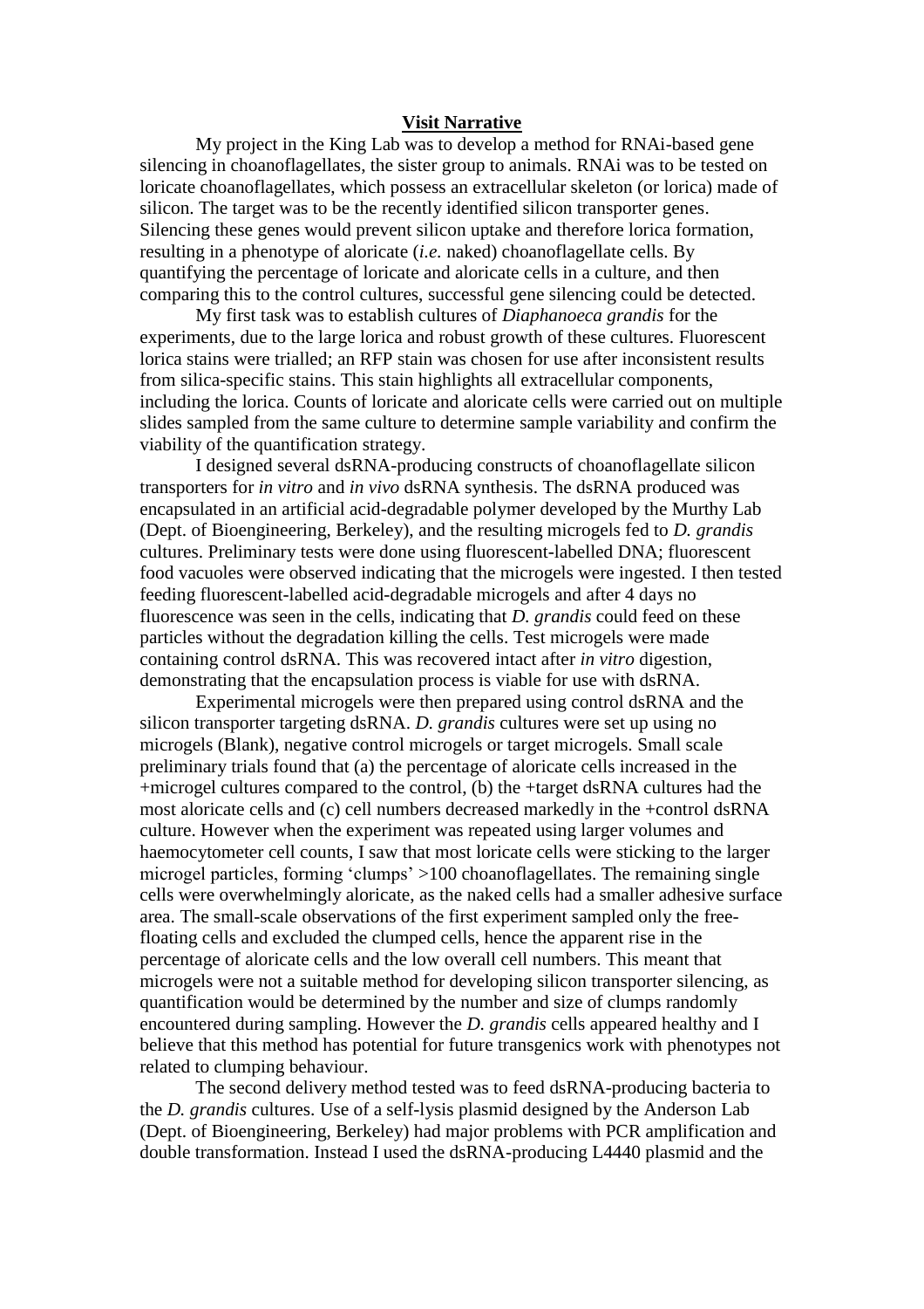# Visit Narrative

My project in the King Lab was to develop a method for RNAi-based gene silencing in choanoflagellates, the sister group to animals. RNAi was to be tested on loricate choanoflagellates, which possess an extracellular skeleton (or lorica) made of silicon. The target was to be the recently identified silicon transporter genes. Silencing these genes would prevent silicon uptake and therefore lorica formation, resulting in a phenotype of aloricate (*i.e.* naked) choanoflagellate cells. By quantifying the percentage of loricate and aloricate cells in a culture, and then comparing this to the control cultures, successful gene silencing could be detected.

My first task was to establish cultures of *Diaphanoeca grandis* for the experiments, due to the large lorica and robust growth of these cultures. Fluorescent lorica stains were trialled; an RFP stain was chosen for use after inconsistent results from silica-specific stains. This stain highlights all extracellular components, including the lorica. Counts of loricate and aloricate cells were carried out on multiple slides sampled from the same culture to determine sample variability and confirm the viability of the quantification strategy.

I designed several dsRNA-producing constructs of choanoflagellate silicon transporters for *in vitro* and *in vivo* dsRNA synthesis. The dsRNA produced was encapsulated in an artificial acid-degradable polymer developed by the Murthy Lab (Dept. of Bioengineering, Berkeley), and the resulting microgels fed to *D. grandis* cultures. Preliminary tests were done using fluorescent-labelled DNA; fluorescent food vacuoles were observed indicating that the microgels were ingested. I then tested feeding fluorescent-labelled acid-degradable microgels and after 4 days no fluorescence was seen in the cells, indicating that *D. grandis* could feed on these particles without the degradation killing the cells. Test microgels were made containing control dsRNA. This was recovered intact after *in vitro* digestion, demonstrating that the encapsulation process is viable for use with dsRNA.

Experimental microgels were then prepared using control dsRNA and the silicon transporter targeting dsRNA. *D. grandis* cultures were set up using no microgels (Blank), negative control microgels or target microgels. Small scale preliminary trials found that (a) the percentage of aloricate cells increased in the +microgel cultures compared to the control, (b) the +target dsRNA cultures had the most aloricate cells and (c) cell numbers decreased markedly in the +control dsRNA culture. However when the experiment was repeated using larger volumes and haemocytometer cell counts, I saw that most loricate cells were sticking to the larger microgel particles, forming 'clumps' >100 choanoflagellates. The remaining single cells were overwhelmingly aloricate, as the naked cells had a smaller adhesive surface area. The small-scale observations of the first experiment sampled only the free-floating cells and excluded the clumped cells, hence the apparent rise in the percentage of aloricate cells and the low overall cell numbers. This meant that microgels were not a suitable method for developing silicon transporter silencing, as quantification would be determined by the number and size of clumps randomly encountered during sampling. However the *D. grandis* cells appeared healthy and I believe that this method has potential for future transgenics work with phenotypes not related to clumping behaviour.

The second delivery method tested was to feed dsRNA-producing bacteria to the *D. grandis* cultures. Use of a self-lysis plasmid designed by the Anderson Lab (Dept. of Bioengineering, Berkeley) had major problems with PCR amplification and double transformation. Instead I used the dsRNA-producing L4440 plasmid and the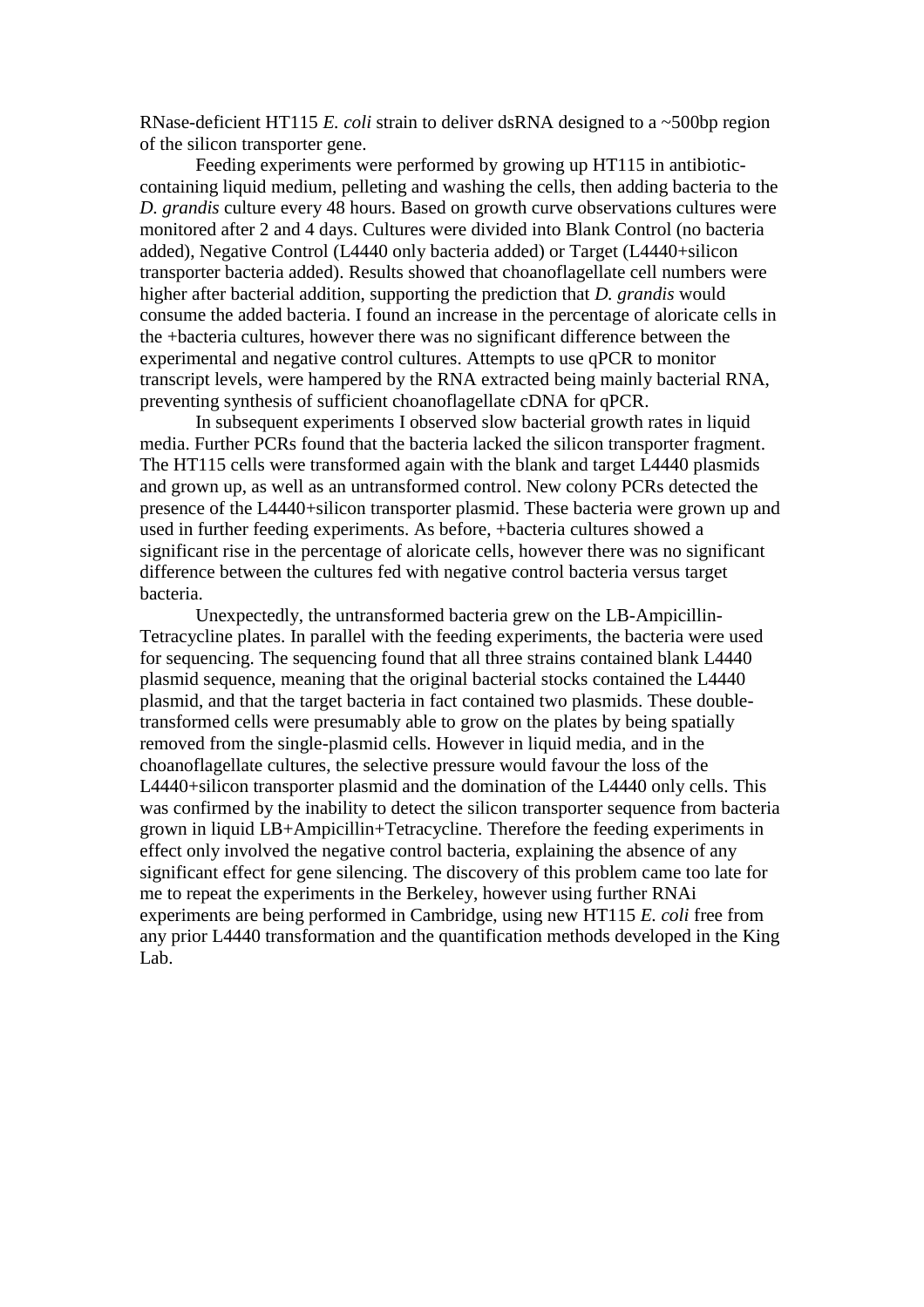RNase-deficient HT115 *E. coli* strain to deliver dsRNA designed to a ~500bp region of the silicon transporter gene.

Feeding experiments were performed by growing up HT115 in antibiotic-containing liquid medium, pelleting and washing the cells, then adding bacteria to the *D. grandis* culture every 48 hours. Based on growth curve observations cultures were monitored after 2 and 4 days. Cultures were divided into Blank Control (no bacteria added), Negative Control (L4440 only bacteria added) or Target (L4440+silicon transporter bacteria added). Results showed that choanoflagellate cell numbers were higher after bacterial addition, supporting the prediction that *D. grandis* would consume the added bacteria. I found an increase in the percentage of aloricate cells in the +bacteria cultures, however there was no significant difference between the experimental and negative control cultures. Attempts to use qPCR to monitor transcript levels, were hampered by the RNA extracted being mainly bacterial RNA, preventing synthesis of sufficient choanoflagellate cDNA for qPCR.

In subsequent experiments I observed slow bacterial growth rates in liquid media. Further PCRs found that the bacteria lacked the silicon transporter fragment. The HT115 cells were transformed again with the blank and target L4440 plasmids and grown up, as well as an untransformed control. New colony PCRs detected the presence of the L4440+silicon transporter plasmid. These bacteria were grown up and used in further feeding experiments. As before, +bacteria cultures showed a significant rise in the percentage of aloricate cells, however there was no significant difference between the cultures fed with negative control bacteria versus target bacteria.

Unexpectedly, the untransformed bacteria grew on the LB-Ampicillin-Tetracycline plates. In parallel with the feeding experiments, the bacteria were used for sequencing. The sequencing found that all three strains contained blank L4440 plasmid sequence, meaning that the original bacterial stocks contained the L4440 plasmid, and that the target bacteria in fact contained two plasmids. These double-transformed cells were presumably able to grow on the plates by being spatially removed from the single-plasmid cells. However in liquid media, and in the choanoflagellate cultures, the selective pressure would favour the loss of the L4440+silicon transporter plasmid and the domination of the L4440 only cells. This was confirmed by the inability to detect the silicon transporter sequence from bacteria grown in liquid LB+Ampicillin+Tetracycline. Therefore the feeding experiments in effect only involved the negative control bacteria, explaining the absence of any significant effect for gene silencing. The discovery of this problem came too late for me to repeat the experiments in the Berkeley, however using further RNAi experiments are being performed in Cambridge, using new HT115 *E. coli* free from any prior L4440 transformation and the quantification methods developed in the King Lab.